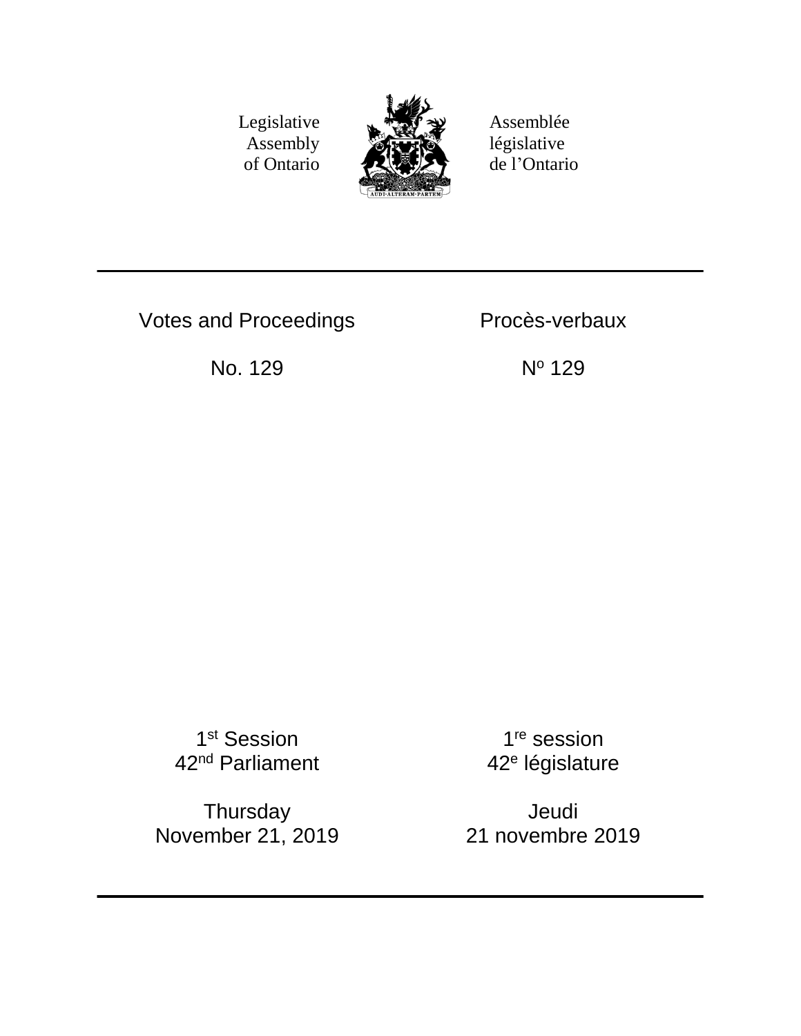Legislative Assembly of Ontario

Assemblée législative de l'Ontario

# Votes and Proceedings

# Procès-verbaux

No. 129

Nº 129

1st Session
42nd Parliament

1re session
42e législature

Thursday
November 21, 2019

Jeudi
21 novembre 2019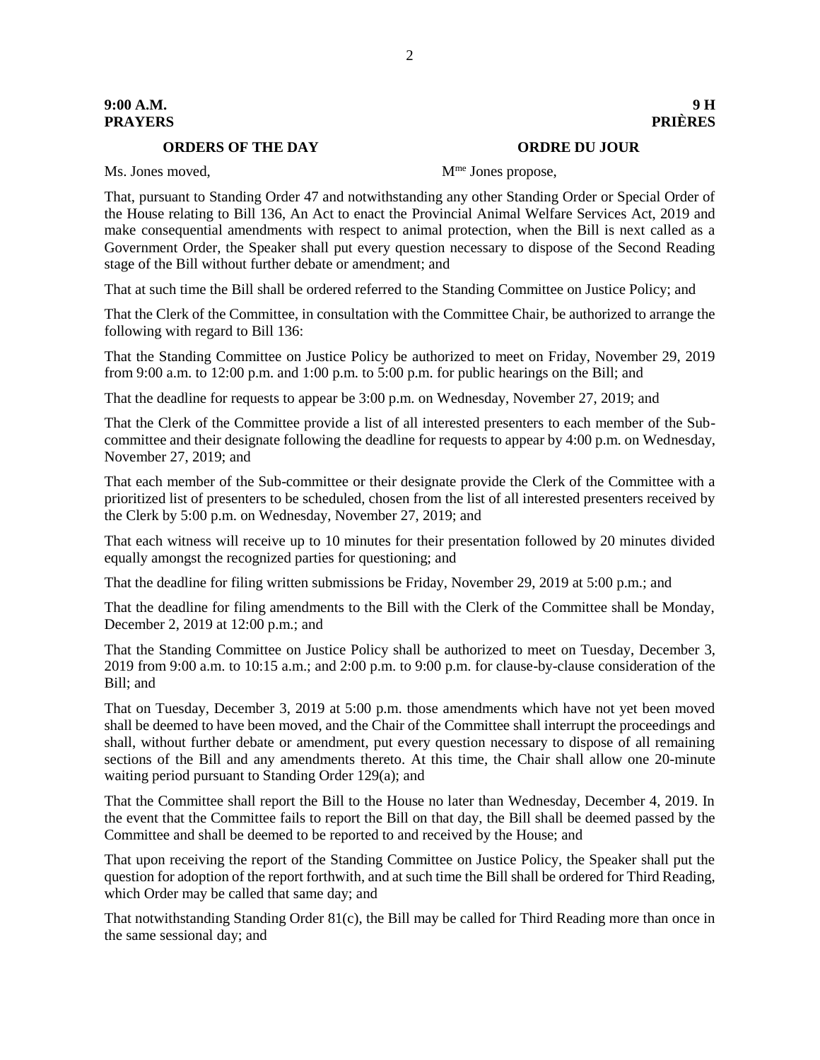**9:00 A.M.** **9 H**

**PRAYERS** **PRIÈRES**

**ORDERS OF THE DAY** **ORDRE DU JOUR**

Ms. Jones moved,

Mme Jones propose,

That, pursuant to Standing Order 47 and notwithstanding any other Standing Order or Special Order of the House relating to Bill 136, An Act to enact the Provincial Animal Welfare Services Act, 2019 and make consequential amendments with respect to animal protection, when the Bill is next called as a Government Order, the Speaker shall put every question necessary to dispose of the Second Reading stage of the Bill without further debate or amendment; and

That at such time the Bill shall be ordered referred to the Standing Committee on Justice Policy; and

That the Clerk of the Committee, in consultation with the Committee Chair, be authorized to arrange the following with regard to Bill 136:

That the Standing Committee on Justice Policy be authorized to meet on Friday, November 29, 2019 from 9:00 a.m. to 12:00 p.m. and 1:00 p.m. to 5:00 p.m. for public hearings on the Bill; and

That the deadline for requests to appear be 3:00 p.m. on Wednesday, November 27, 2019; and

That the Clerk of the Committee provide a list of all interested presenters to each member of the Sub-committee and their designate following the deadline for requests to appear by 4:00 p.m. on Wednesday, November 27, 2019; and

That each member of the Sub-committee or their designate provide the Clerk of the Committee with a prioritized list of presenters to be scheduled, chosen from the list of all interested presenters received by the Clerk by 5:00 p.m. on Wednesday, November 27, 2019; and

That each witness will receive up to 10 minutes for their presentation followed by 20 minutes divided equally amongst the recognized parties for questioning; and

That the deadline for filing written submissions be Friday, November 29, 2019 at 5:00 p.m.; and

That the deadline for filing amendments to the Bill with the Clerk of the Committee shall be Monday, December 2, 2019 at 12:00 p.m.; and

That the Standing Committee on Justice Policy shall be authorized to meet on Tuesday, December 3, 2019 from 9:00 a.m. to 10:15 a.m.; and 2:00 p.m. to 9:00 p.m. for clause-by-clause consideration of the Bill; and

That on Tuesday, December 3, 2019 at 5:00 p.m. those amendments which have not yet been moved shall be deemed to have been moved, and the Chair of the Committee shall interrupt the proceedings and shall, without further debate or amendment, put every question necessary to dispose of all remaining sections of the Bill and any amendments thereto. At this time, the Chair shall allow one 20-minute waiting period pursuant to Standing Order 129(a); and

That the Committee shall report the Bill to the House no later than Wednesday, December 4, 2019. In the event that the Committee fails to report the Bill on that day, the Bill shall be deemed passed by the Committee and shall be deemed to be reported to and received by the House; and

That upon receiving the report of the Standing Committee on Justice Policy, the Speaker shall put the question for adoption of the report forthwith, and at such time the Bill shall be ordered for Third Reading, which Order may be called that same day; and

That notwithstanding Standing Order 81(c), the Bill may be called for Third Reading more than once in the same sessional day; and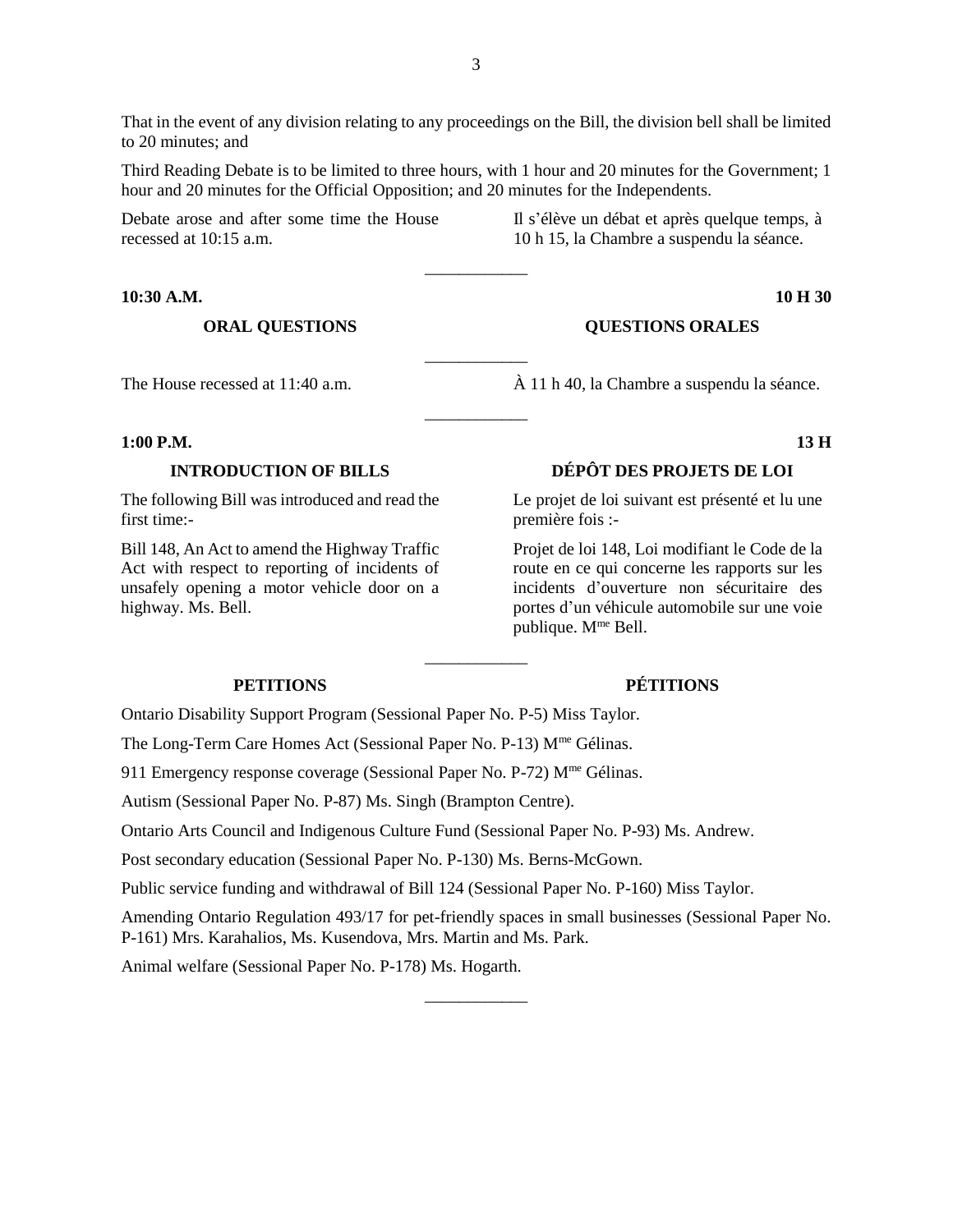That in the event of any division relating to any proceedings on the Bill, the division bell shall be limited to 20 minutes; and

Third Reading Debate is to be limited to three hours, with 1 hour and 20 minutes for the Government; 1 hour and 20 minutes for the Official Opposition; and 20 minutes for the Independents.

Debate arose and after some time the House recessed at 10:15 a.m.

Il s'élève un débat et après quelque temps, à 10 h 15, la Chambre a suspendu la séance.

---

**10:30 A.M.** — **10 H 30**

**ORAL QUESTIONS** — **QUESTIONS ORALES**

---

The House recessed at 11:40 a.m.

À 11 h 40, la Chambre a suspendu la séance.

---

**1:00 P.M.** — **13 H**

**INTRODUCTION OF BILLS** — **DÉPÔT DES PROJETS DE LOI**

The following Bill was introduced and read the first time:-

Bill 148, An Act to amend the Highway Traffic Act with respect to reporting of incidents of unsafely opening a motor vehicle door on a highway. Ms. Bell.

Le projet de loi suivant est présenté et lu une première fois :-

Projet de loi 148, Loi modifiant le Code de la route en ce qui concerne les rapports sur les incidents d'ouverture non sécuritaire des portes d'un véhicule automobile sur une voie publique. Mme Bell.

---

**PETITIONS** — **PÉTITIONS**

Ontario Disability Support Program (Sessional Paper No. P-5) Miss Taylor.

The Long-Term Care Homes Act (Sessional Paper No. P-13) Mme Gélinas.

911 Emergency response coverage (Sessional Paper No. P-72) Mme Gélinas.

Autism (Sessional Paper No. P-87) Ms. Singh (Brampton Centre).

Ontario Arts Council and Indigenous Culture Fund (Sessional Paper No. P-93) Ms. Andrew.

Post secondary education (Sessional Paper No. P-130) Ms. Berns-McGown.

Public service funding and withdrawal of Bill 124 (Sessional Paper No. P-160) Miss Taylor.

Amending Ontario Regulation 493/17 for pet-friendly spaces in small businesses (Sessional Paper No. P-161) Mrs. Karahalios, Ms. Kusendova, Mrs. Martin and Ms. Park.

Animal welfare (Sessional Paper No. P-178) Ms. Hogarth.

---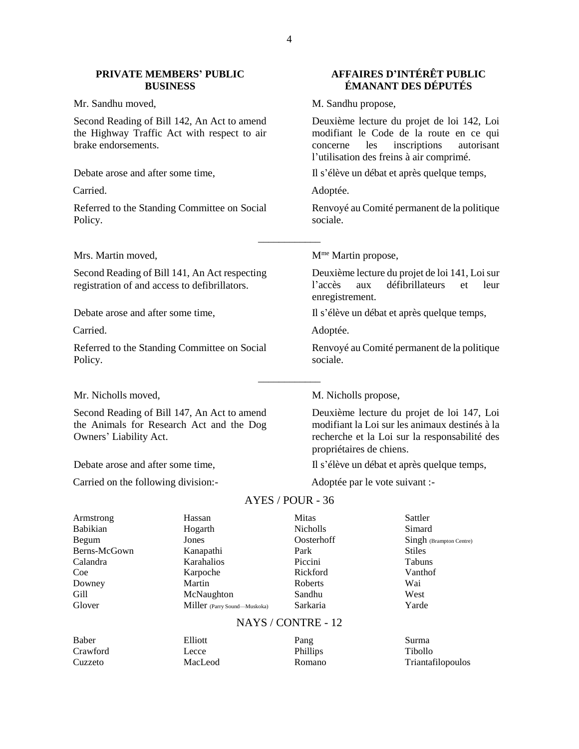## PRIVATE MEMBERS' PUBLIC BUSINESS

## AFFAIRES D'INTÉRÊT PUBLIC ÉMANANT DES DÉPUTÉS

Mr. Sandhu moved,

M. Sandhu propose,

Second Reading of Bill 142, An Act to amend the Highway Traffic Act with respect to air brake endorsements.

Deuxième lecture du projet de loi 142, Loi modifiant le Code de la route en ce qui concerne les inscriptions autorisant l'utilisation des freins à air comprimé.

Debate arose and after some time,

Il s'élève un débat et après quelque temps,

Carried.

Adoptée.

Referred to the Standing Committee on Social Policy.

Renvoyé au Comité permanent de la politique sociale.

---

Mrs. Martin moved,

Mme Martin propose,

Second Reading of Bill 141, An Act respecting registration of and access to defibrillators.

Deuxième lecture du projet de loi 141, Loi sur l'accès aux défibrillateurs et leur enregistrement.

Debate arose and after some time,

Il s'élève un débat et après quelque temps,

Carried.

Adoptée.

Referred to the Standing Committee on Social Policy.

Renvoyé au Comité permanent de la politique sociale.

---

Mr. Nicholls moved,

M. Nicholls propose,

Second Reading of Bill 147, An Act to amend the Animals for Research Act and the Dog Owners' Liability Act.

Deuxième lecture du projet de loi 147, Loi modifiant la Loi sur les animaux destinés à la recherche et la Loi sur la responsabilité des propriétaires de chiens.

Debate arose and after some time,

Il s'élève un débat et après quelque temps,

Carried on the following division:-

Adoptée par le vote suivant :-

AYES / POUR - 36

| | | | |
|---|---|---|---|
| Armstrong | Hassan | Mitas | Sattler |
| Babikian | Hogarth | Nicholls | Simard |
| Begum | Jones | Oosterhoff | Singh (Brampton Centre) |
| Berns-McGown | Kanapathi | Park | Stiles |
| Calandra | Karahalios | Piccini | Tabuns |
| Coe | Karpoche | Rickford | Vanthof |
| Downey | Martin | Roberts | Wai |
| Gill | McNaughton | Sandhu | West |
| Glover | Miller (Parry Sound—Muskoka) | Sarkaria | Yarde |

NAYS / CONTRE - 12

| | | | |
|---|---|---|---|
| Baber | Elliott | Pang | Surma |
| Crawford | Lecce | Phillips | Tibollo |
| Cuzzeto | MacLeod | Romano | Triantafilopoulos |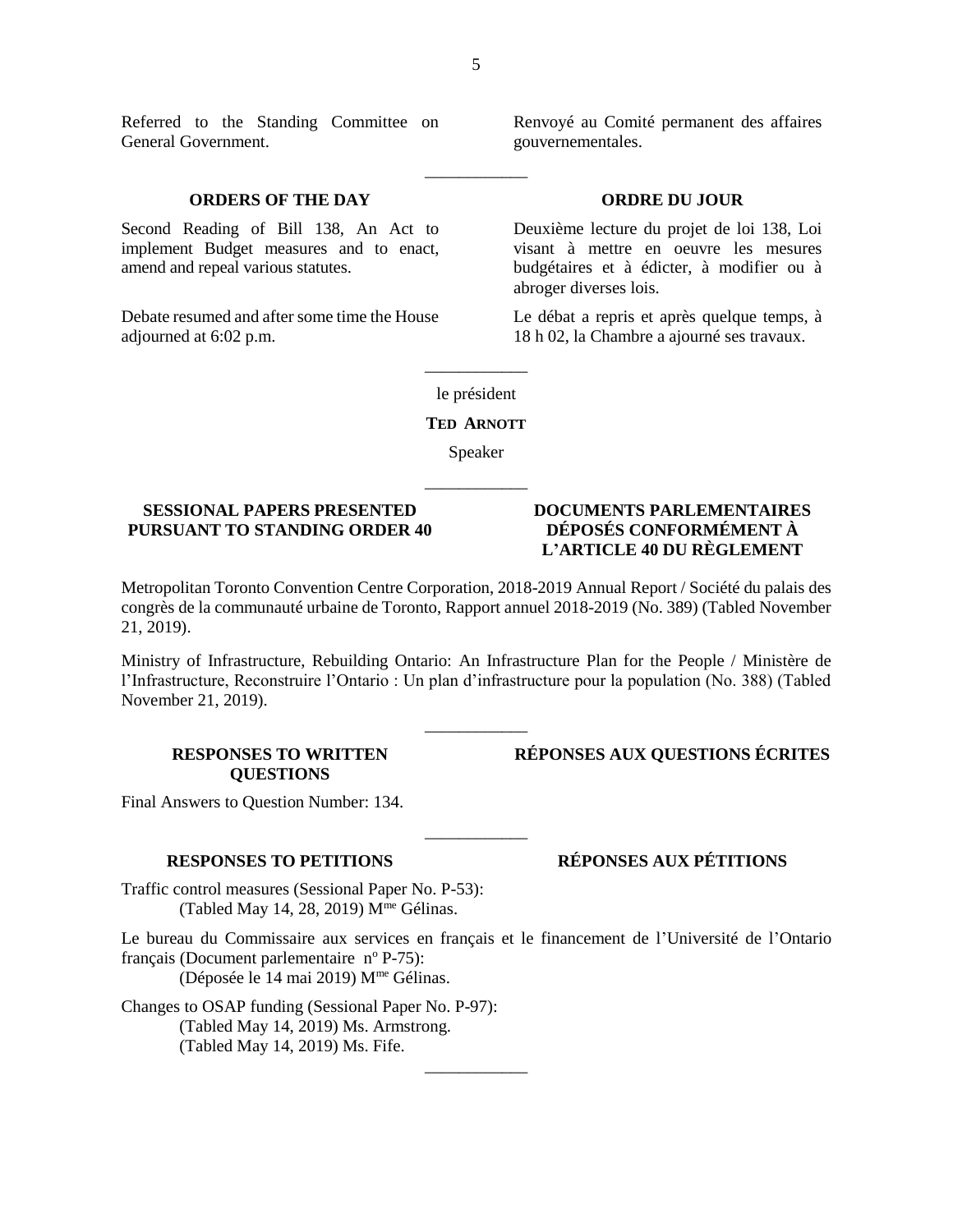Referred to the Standing Committee on General Government.

Renvoyé au Comité permanent des affaires gouvernementales.

---

## ORDERS OF THE DAY

## ORDRE DU JOUR

Second Reading of Bill 138, An Act to implement Budget measures and to enact, amend and repeal various statutes.

Deuxième lecture du projet de loi 138, Loi visant à mettre en oeuvre les mesures budgétaires et à édicter, à modifier ou à abroger diverses lois.

Debate resumed and after some time the House adjourned at 6:02 p.m.

Le débat a repris et après quelque temps, à 18 h 02, la Chambre a ajourné ses travaux.

---

le président

**TED ARNOTT**

Speaker

---

## SESSIONAL PAPERS PRESENTED PURSUANT TO STANDING ORDER 40

## DOCUMENTS PARLEMENTAIRES DÉPOSÉS CONFORMÉMENT À L'ARTICLE 40 DU RÈGLEMENT

Metropolitan Toronto Convention Centre Corporation, 2018-2019 Annual Report / Société du palais des congrès de la communauté urbaine de Toronto, Rapport annuel 2018-2019 (No. 389) (Tabled November 21, 2019).

Ministry of Infrastructure, Rebuilding Ontario: An Infrastructure Plan for the People / Ministère de l'Infrastructure, Reconstruire l'Ontario : Un plan d'infrastructure pour la population (No. 388) (Tabled November 21, 2019).

---

## RESPONSES TO WRITTEN QUESTIONS

## RÉPONSES AUX QUESTIONS ÉCRITES

Final Answers to Question Number: 134.

---

## RESPONSES TO PETITIONS

## RÉPONSES AUX PÉTITIONS

Traffic control measures (Sessional Paper No. P-53):
(Tabled May 14, 28, 2019) Mme Gélinas.

Le bureau du Commissaire aux services en français et le financement de l'Université de l'Ontario français (Document parlementaire no P-75):
(Déposée le 14 mai 2019) Mme Gélinas.

Changes to OSAP funding (Sessional Paper No. P-97):
(Tabled May 14, 2019) Ms. Armstrong.
(Tabled May 14, 2019) Ms. Fife.

---